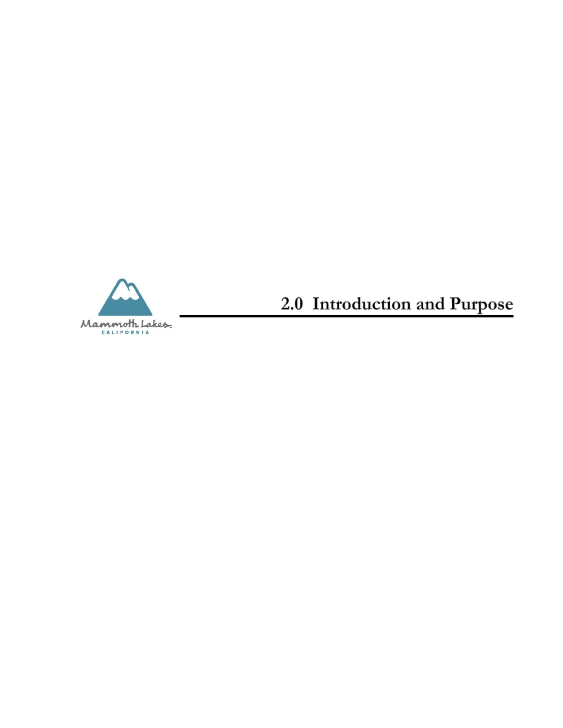# 2.0 Introduction and Purpose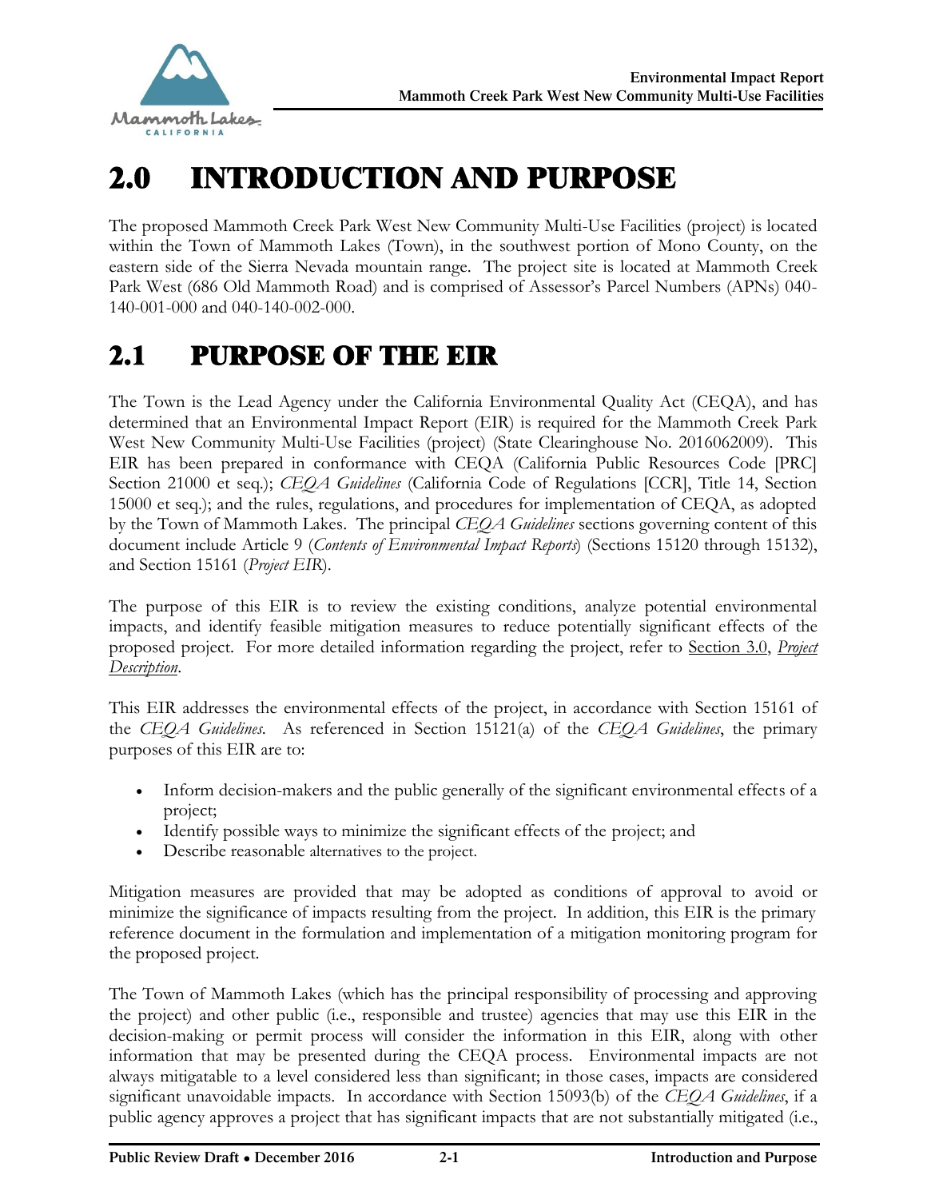# 2.0 INTRODUCTION AND PURPOSE

The proposed Mammoth Creek Park West New Community Multi-Use Facilities (project) is located within the Town of Mammoth Lakes (Town), in the southwest portion of Mono County, on the eastern side of the Sierra Nevada mountain range. The project site is located at Mammoth Creek Park West (686 Old Mammoth Road) and is comprised of Assessor's Parcel Numbers (APNs) 040-140-001-000 and 040-140-002-000.

## 2.1 PURPOSE OF THE EIR

The Town is the Lead Agency under the California Environmental Quality Act (CEQA), and has determined that an Environmental Impact Report (EIR) is required for the Mammoth Creek Park West New Community Multi-Use Facilities (project) (State Clearinghouse No. 2016062009). This EIR has been prepared in conformance with CEQA (California Public Resources Code [PRC] Section 21000 et seq.); *CEQA Guidelines* (California Code of Regulations [CCR], Title 14, Section 15000 et seq.); and the rules, regulations, and procedures for implementation of CEQA, as adopted by the Town of Mammoth Lakes. The principal *CEQA Guidelines* sections governing content of this document include Article 9 (*Contents of Environmental Impact Reports*) (Sections 15120 through 15132), and Section 15161 (*Project EIR*).

The purpose of this EIR is to review the existing conditions, analyze potential environmental impacts, and identify feasible mitigation measures to reduce potentially significant effects of the proposed project. For more detailed information regarding the project, refer to Section 3.0, *Project Description*.

This EIR addresses the environmental effects of the project, in accordance with Section 15161 of the *CEQA Guidelines*. As referenced in Section 15121(a) of the *CEQA Guidelines*, the primary purposes of this EIR are to:

- Inform decision-makers and the public generally of the significant environmental effects of a project;
- Identify possible ways to minimize the significant effects of the project; and
- Describe reasonable alternatives to the project.

Mitigation measures are provided that may be adopted as conditions of approval to avoid or minimize the significance of impacts resulting from the project. In addition, this EIR is the primary reference document in the formulation and implementation of a mitigation monitoring program for the proposed project.

The Town of Mammoth Lakes (which has the principal responsibility of processing and approving the project) and other public (i.e., responsible and trustee) agencies that may use this EIR in the decision-making or permit process will consider the information in this EIR, along with other information that may be presented during the CEQA process. Environmental impacts are not always mitigatable to a level considered less than significant; in those cases, impacts are considered significant unavoidable impacts. In accordance with Section 15093(b) of the *CEQA Guidelines*, if a public agency approves a project that has significant impacts that are not substantially mitigated (i.e.,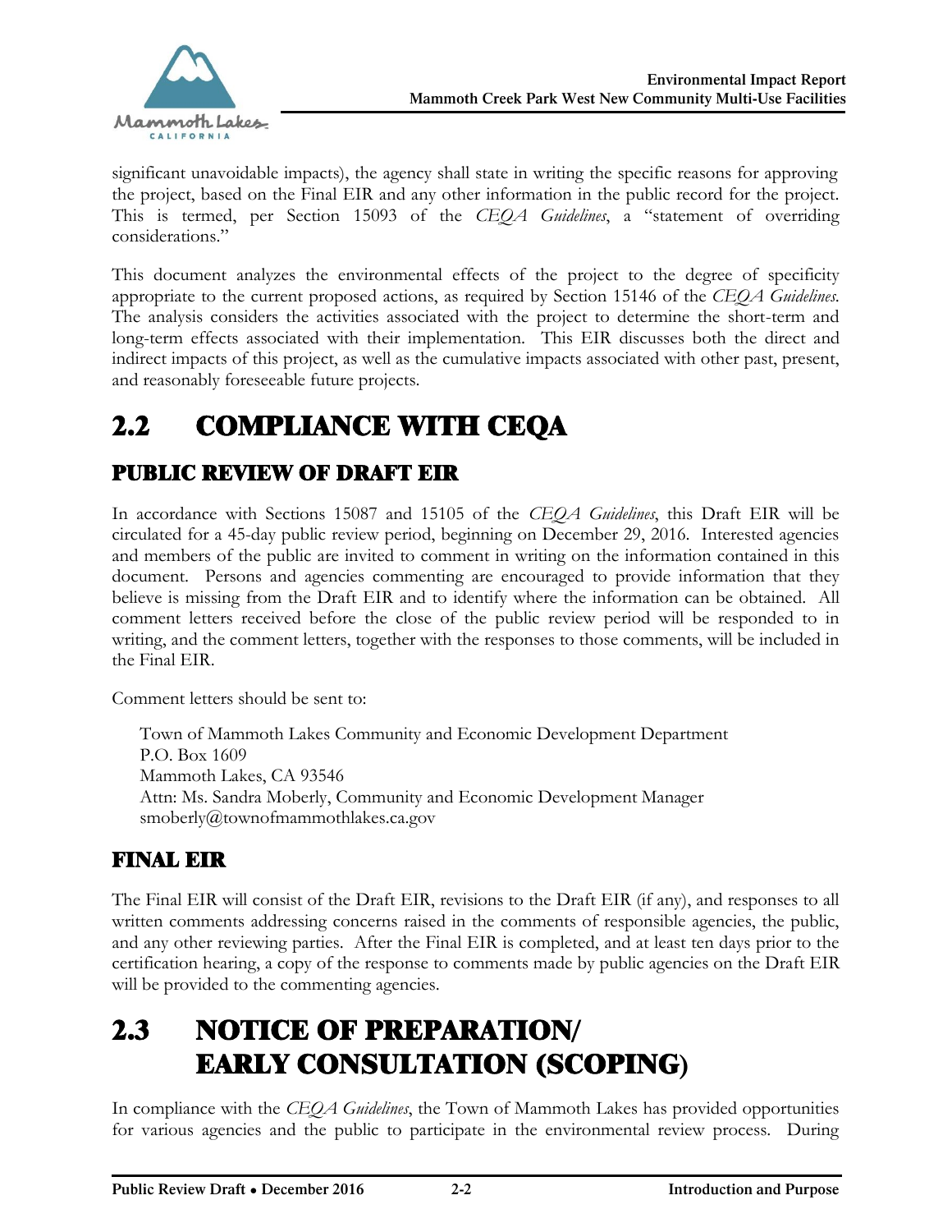significant unavoidable impacts), the agency shall state in writing the specific reasons for approving the project, based on the Final EIR and any other information in the public record for the project. This is termed, per Section 15093 of the *CEQA Guidelines*, a "statement of overriding considerations."

This document analyzes the environmental effects of the project to the degree of specificity appropriate to the current proposed actions, as required by Section 15146 of the *CEQA Guidelines*. The analysis considers the activities associated with the project to determine the short-term and long-term effects associated with their implementation. This EIR discusses both the direct and indirect impacts of this project, as well as the cumulative impacts associated with other past, present, and reasonably foreseeable future projects.

# 2.2 COMPLIANCE WITH CEQA

## PUBLIC REVIEW OF DRAFT EIR

In accordance with Sections 15087 and 15105 of the *CEQA Guidelines*, this Draft EIR will be circulated for a 45-day public review period, beginning on December 29, 2016. Interested agencies and members of the public are invited to comment in writing on the information contained in this document. Persons and agencies commenting are encouraged to provide information that they believe is missing from the Draft EIR and to identify where the information can be obtained. All comment letters received before the close of the public review period will be responded to in writing, and the comment letters, together with the responses to those comments, will be included in the Final EIR.

Comment letters should be sent to:

Town of Mammoth Lakes Community and Economic Development Department
P.O. Box 1609
Mammoth Lakes, CA 93546
Attn: Ms. Sandra Moberly, Community and Economic Development Manager
smoberly@townofmammothlakes.ca.gov

## FINAL EIR

The Final EIR will consist of the Draft EIR, revisions to the Draft EIR (if any), and responses to all written comments addressing concerns raised in the comments of responsible agencies, the public, and any other reviewing parties. After the Final EIR is completed, and at least ten days prior to the certification hearing, a copy of the response to comments made by public agencies on the Draft EIR will be provided to the commenting agencies.

# 2.3 NOTICE OF PREPARATION/ EARLY CONSULTATION (SCOPING)

In compliance with the *CEQA Guidelines*, the Town of Mammoth Lakes has provided opportunities for various agencies and the public to participate in the environmental review process. During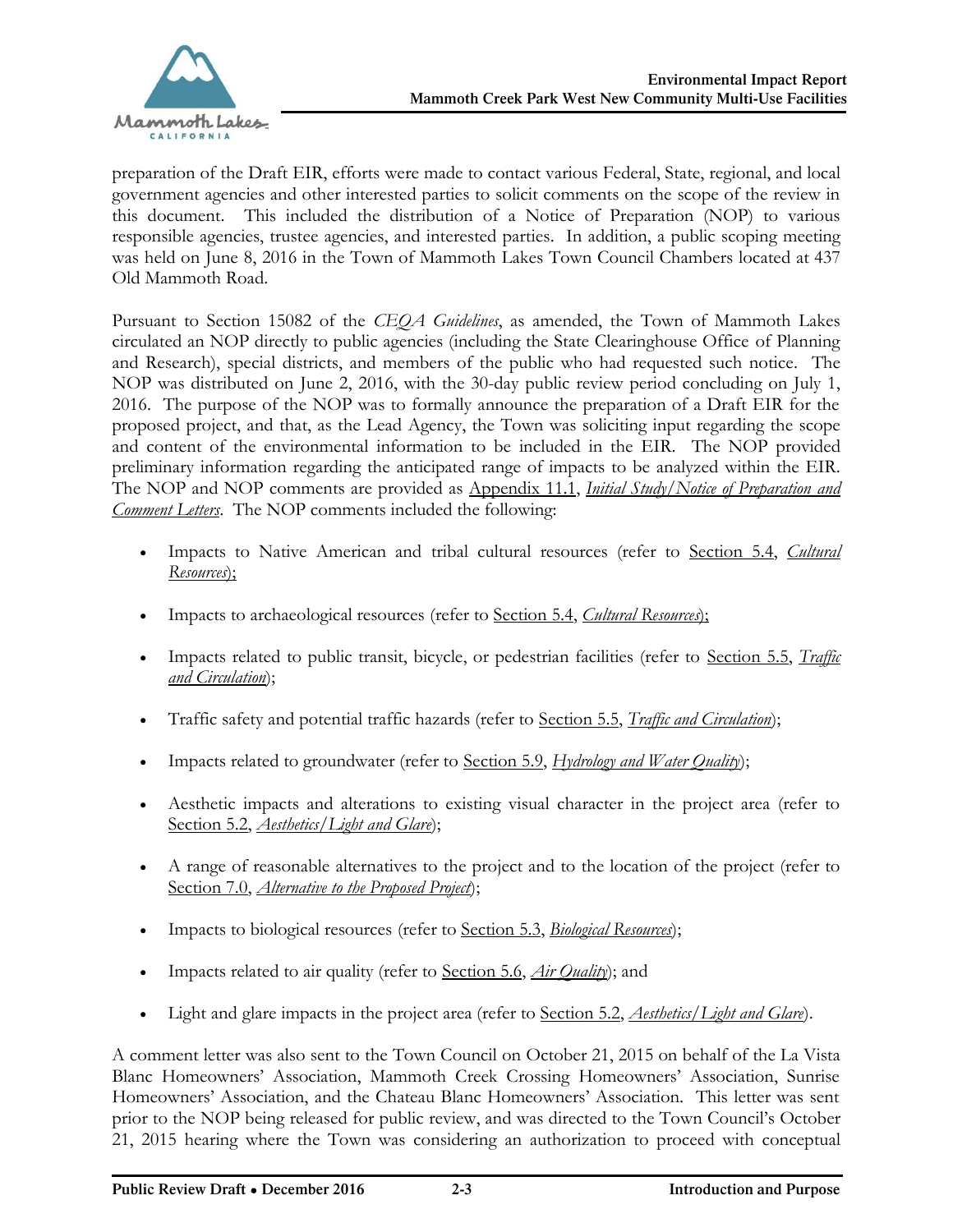preparation of the Draft EIR, efforts were made to contact various Federal, State, regional, and local government agencies and other interested parties to solicit comments on the scope of the review in this document. This included the distribution of a Notice of Preparation (NOP) to various responsible agencies, trustee agencies, and interested parties. In addition, a public scoping meeting was held on June 8, 2016 in the Town of Mammoth Lakes Town Council Chambers located at 437 Old Mammoth Road.

Pursuant to Section 15082 of the *CEQA Guidelines*, as amended, the Town of Mammoth Lakes circulated an NOP directly to public agencies (including the State Clearinghouse Office of Planning and Research), special districts, and members of the public who had requested such notice. The NOP was distributed on June 2, 2016, with the 30-day public review period concluding on July 1, 2016. The purpose of the NOP was to formally announce the preparation of a Draft EIR for the proposed project, and that, as the Lead Agency, the Town was soliciting input regarding the scope and content of the environmental information to be included in the EIR. The NOP provided preliminary information regarding the anticipated range of impacts to be analyzed within the EIR. The NOP and NOP comments are provided as Appendix 11.1, *Initial Study/Notice of Preparation and Comment Letters*. The NOP comments included the following:

- Impacts to Native American and tribal cultural resources (refer to Section 5.4, *Cultural Resources*);
- Impacts to archaeological resources (refer to Section 5.4, *Cultural Resources*);
- Impacts related to public transit, bicycle, or pedestrian facilities (refer to Section 5.5, *Traffic and Circulation*);
- Traffic safety and potential traffic hazards (refer to Section 5.5, *Traffic and Circulation*);
- Impacts related to groundwater (refer to Section 5.9, *Hydrology and Water Quality*);
- Aesthetic impacts and alterations to existing visual character in the project area (refer to Section 5.2, *Aesthetics/Light and Glare*);
- A range of reasonable alternatives to the project and to the location of the project (refer to Section 7.0, *Alternative to the Proposed Project*);
- Impacts to biological resources (refer to Section 5.3, *Biological Resources*);
- Impacts related to air quality (refer to Section 5.6, *Air Quality*); and
- Light and glare impacts in the project area (refer to Section 5.2, *Aesthetics/Light and Glare*).

A comment letter was also sent to the Town Council on October 21, 2015 on behalf of the La Vista Blanc Homeowners' Association, Mammoth Creek Crossing Homeowners' Association, Sunrise Homeowners' Association, and the Chateau Blanc Homeowners' Association. This letter was sent prior to the NOP being released for public review, and was directed to the Town Council's October 21, 2015 hearing where the Town was considering an authorization to proceed with conceptual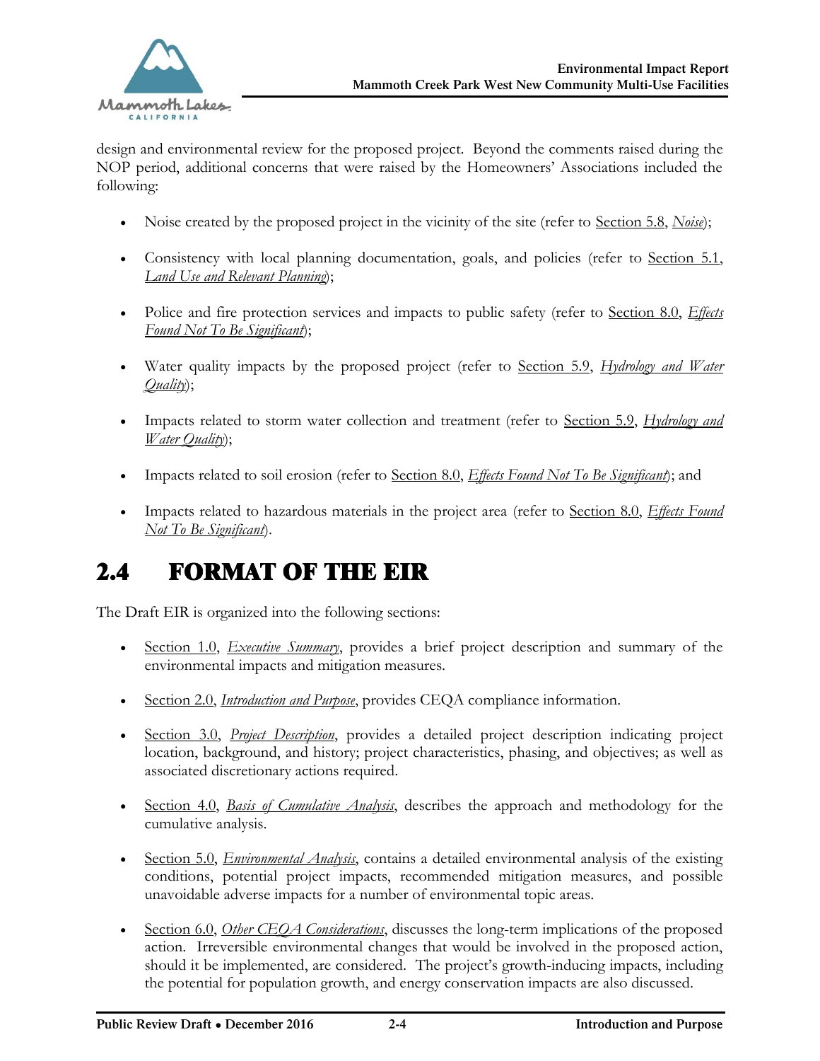design and environmental review for the proposed project. Beyond the comments raised during the NOP period, additional concerns that were raised by the Homeowners' Associations included the following:

- Noise created by the proposed project in the vicinity of the site (refer to Section 5.8, *Noise*);
- Consistency with local planning documentation, goals, and policies (refer to Section 5.1, *Land Use and Relevant Planning*);
- Police and fire protection services and impacts to public safety (refer to Section 8.0, *Effects Found Not To Be Significant*);
- Water quality impacts by the proposed project (refer to Section 5.9, *Hydrology and Water Quality*);
- Impacts related to storm water collection and treatment (refer to Section 5.9, *Hydrology and Water Quality*);
- Impacts related to soil erosion (refer to Section 8.0, *Effects Found Not To Be Significant*); and
- Impacts related to hazardous materials in the project area (refer to Section 8.0, *Effects Found Not To Be Significant*).

## 2.4 FORMAT OF THE EIR

The Draft EIR is organized into the following sections:

- Section 1.0, *Executive Summary*, provides a brief project description and summary of the environmental impacts and mitigation measures.
- Section 2.0, *Introduction and Purpose*, provides CEQA compliance information.
- Section 3.0, *Project Description*, provides a detailed project description indicating project location, background, and history; project characteristics, phasing, and objectives; as well as associated discretionary actions required.
- Section 4.0, *Basis of Cumulative Analysis*, describes the approach and methodology for the cumulative analysis.
- Section 5.0, *Environmental Analysis*, contains a detailed environmental analysis of the existing conditions, potential project impacts, recommended mitigation measures, and possible unavoidable adverse impacts for a number of environmental topic areas.
- Section 6.0, *Other CEQA Considerations*, discusses the long-term implications of the proposed action. Irreversible environmental changes that would be involved in the proposed action, should it be implemented, are considered. The project's growth-inducing impacts, including the potential for population growth, and energy conservation impacts are also discussed.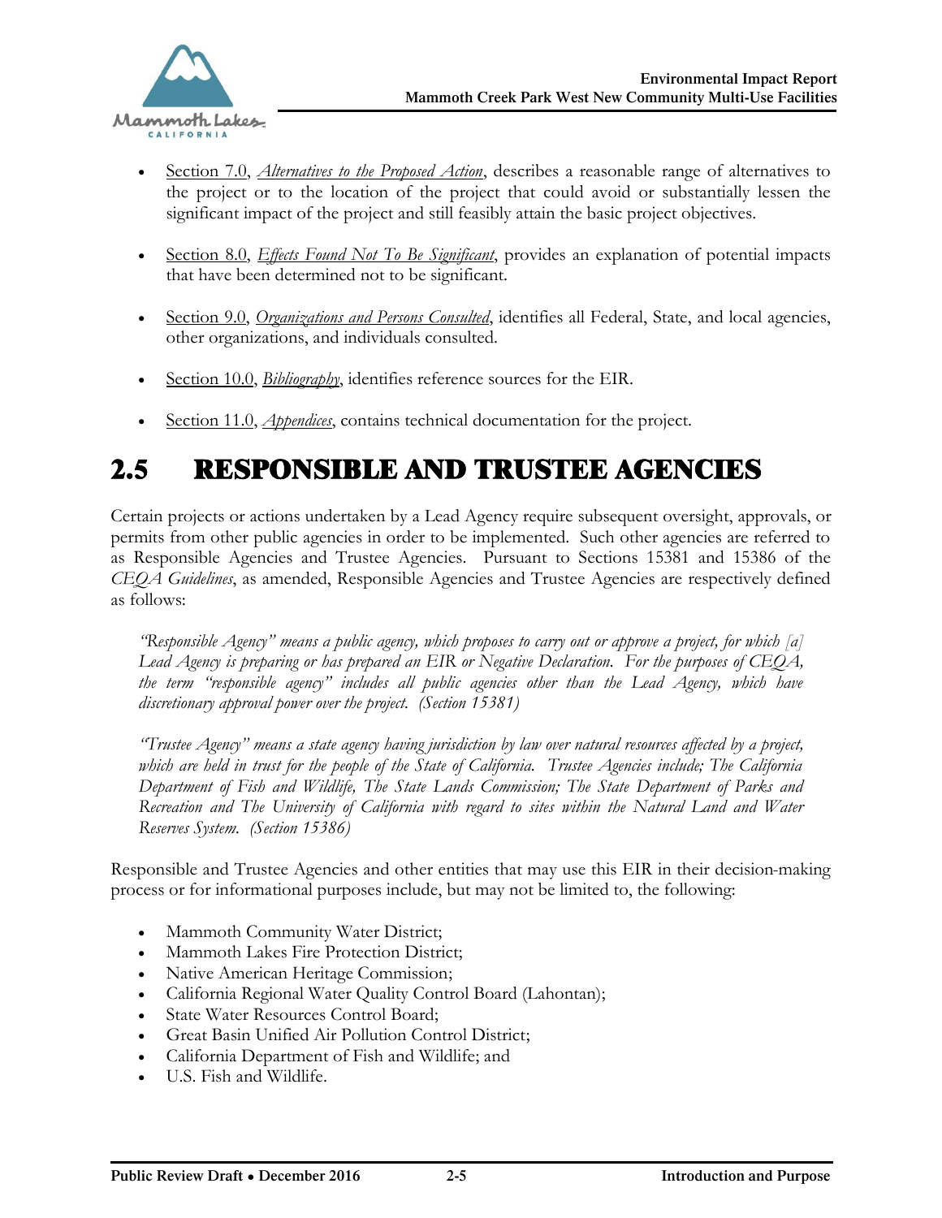- Section 7.0, *Alternatives to the Proposed Action*, describes a reasonable range of alternatives to the project or to the location of the project that could avoid or substantially lessen the significant impact of the project and still feasibly attain the basic project objectives.

- Section 8.0, *Effects Found Not To Be Significant*, provides an explanation of potential impacts that have been determined not to be significant.

- Section 9.0, *Organizations and Persons Consulted*, identifies all Federal, State, and local agencies, other organizations, and individuals consulted.

- Section 10.0, *Bibliography*, identifies reference sources for the EIR.

- Section 11.0, *Appendices*, contains technical documentation for the project.

## 2.5 RESPONSIBLE AND TRUSTEE AGENCIES

Certain projects or actions undertaken by a Lead Agency require subsequent oversight, approvals, or permits from other public agencies in order to be implemented. Such other agencies are referred to as Responsible Agencies and Trustee Agencies. Pursuant to Sections 15381 and 15386 of the *CEQA Guidelines*, as amended, Responsible Agencies and Trustee Agencies are respectively defined as follows:

> *"Responsible Agency" means a public agency, which proposes to carry out or approve a project, for which [a] Lead Agency is preparing or has prepared an EIR or Negative Declaration. For the purposes of CEQA, the term "responsible agency" includes all public agencies other than the Lead Agency, which have discretionary approval power over the project. (Section 15381)*

> *"Trustee Agency" means a state agency having jurisdiction by law over natural resources affected by a project, which are held in trust for the people of the State of California. Trustee Agencies include; The California Department of Fish and Wildlife, The State Lands Commission; The State Department of Parks and Recreation and The University of California with regard to sites within the Natural Land and Water Reserves System. (Section 15386)*

Responsible and Trustee Agencies and other entities that may use this EIR in their decision-making process or for informational purposes include, but may not be limited to, the following:

- Mammoth Community Water District;
- Mammoth Lakes Fire Protection District;
- Native American Heritage Commission;
- California Regional Water Quality Control Board (Lahontan);
- State Water Resources Control Board;
- Great Basin Unified Air Pollution Control District;
- California Department of Fish and Wildlife; and
- U.S. Fish and Wildlife.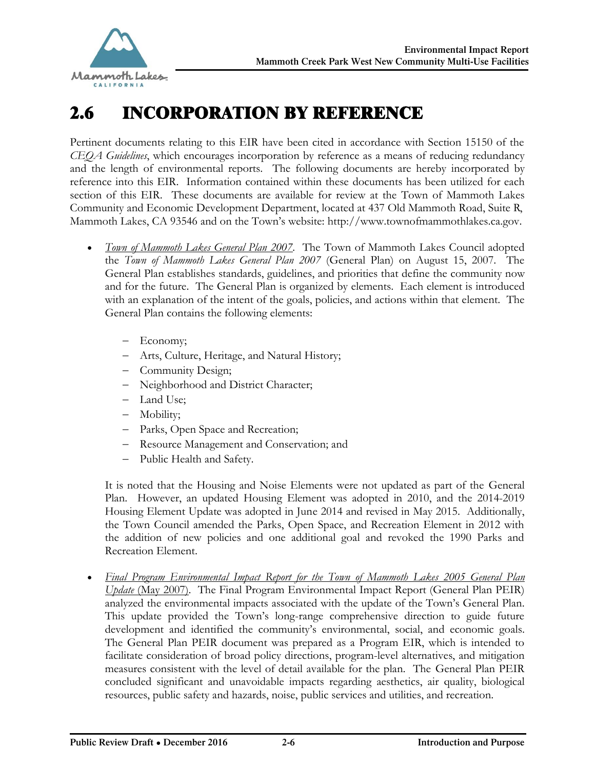# 2.6 INCORPORATION BY REFERENCE

Pertinent documents relating to this EIR have been cited in accordance with Section 15150 of the *CEQA Guidelines*, which encourages incorporation by reference as a means of reducing redundancy and the length of environmental reports. The following documents are hereby incorporated by reference into this EIR. Information contained within these documents has been utilized for each section of this EIR. These documents are available for review at the Town of Mammoth Lakes Community and Economic Development Department, located at 437 Old Mammoth Road, Suite R, Mammoth Lakes, CA 93546 and on the Town's website: http://www.townofmammothlakes.ca.gov.

- *Town of Mammoth Lakes General Plan 2007*. The Town of Mammoth Lakes Council adopted the *Town of Mammoth Lakes General Plan 2007* (General Plan) on August 15, 2007. The General Plan establishes standards, guidelines, and priorities that define the community now and for the future. The General Plan is organized by elements. Each element is introduced with an explanation of the intent of the goals, policies, and actions within that element. The General Plan contains the following elements:

  - Economy;
  - Arts, Culture, Heritage, and Natural History;
  - Community Design;
  - Neighborhood and District Character;
  - Land Use;
  - Mobility;
  - Parks, Open Space and Recreation;
  - Resource Management and Conservation; and
  - Public Health and Safety.

  It is noted that the Housing and Noise Elements were not updated as part of the General Plan. However, an updated Housing Element was adopted in 2010, and the 2014-2019 Housing Element Update was adopted in June 2014 and revised in May 2015. Additionally, the Town Council amended the Parks, Open Space, and Recreation Element in 2012 with the addition of new policies and one additional goal and revoked the 1990 Parks and Recreation Element.

- *Final Program Environmental Impact Report for the Town of Mammoth Lakes 2005 General Plan Update* (May 2007). The Final Program Environmental Impact Report (General Plan PEIR) analyzed the environmental impacts associated with the update of the Town's General Plan. This update provided the Town's long-range comprehensive direction to guide future development and identified the community's environmental, social, and economic goals. The General Plan PEIR document was prepared as a Program EIR, which is intended to facilitate consideration of broad policy directions, program-level alternatives, and mitigation measures consistent with the level of detail available for the plan. The General Plan PEIR concluded significant and unavoidable impacts regarding aesthetics, air quality, biological resources, public safety and hazards, noise, public services and utilities, and recreation.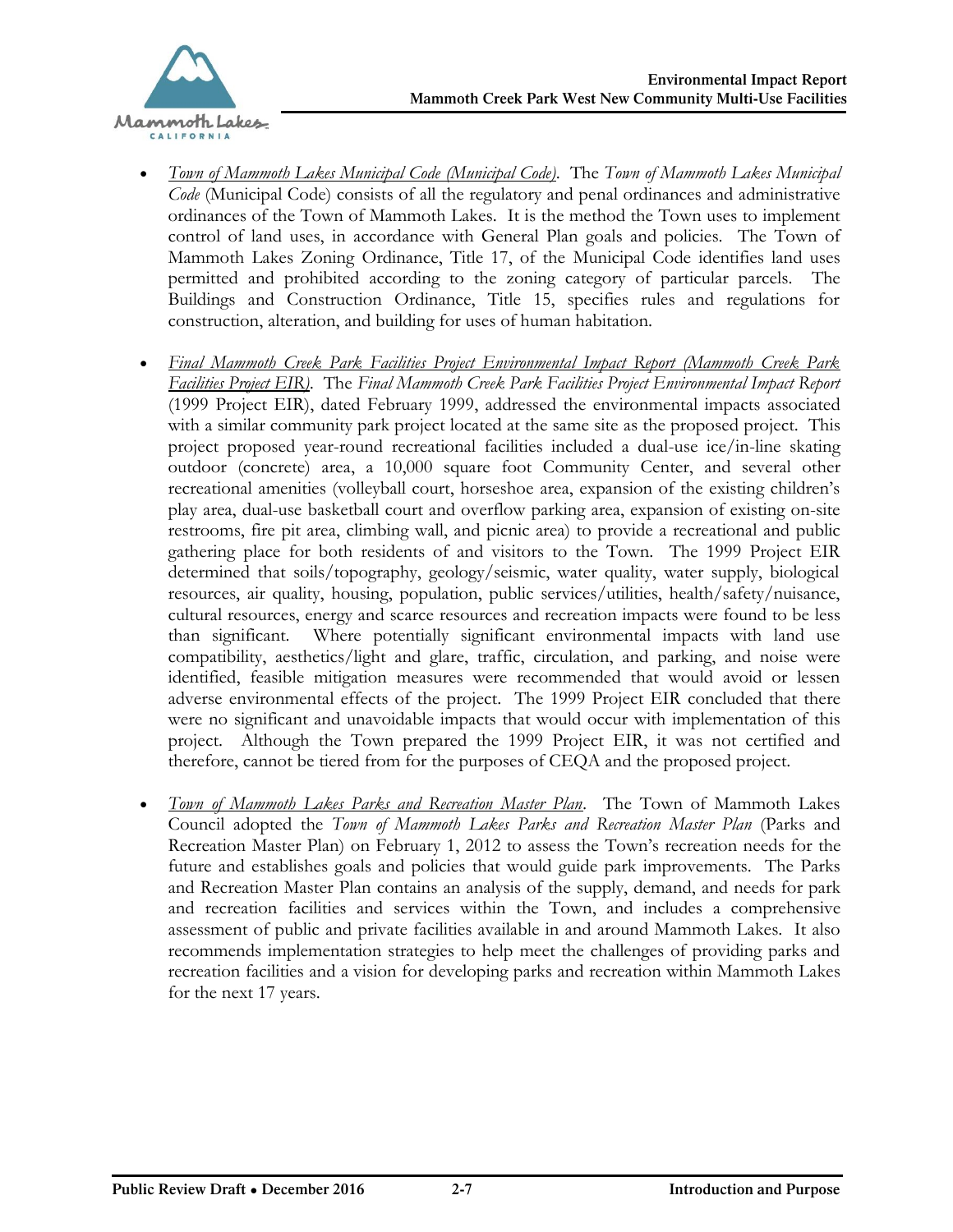- *Town of Mammoth Lakes Municipal Code (Municipal Code)*. The *Town of Mammoth Lakes Municipal Code* (Municipal Code) consists of all the regulatory and penal ordinances and administrative ordinances of the Town of Mammoth Lakes. It is the method the Town uses to implement control of land uses, in accordance with General Plan goals and policies. The Town of Mammoth Lakes Zoning Ordinance, Title 17, of the Municipal Code identifies land uses permitted and prohibited according to the zoning category of particular parcels. The Buildings and Construction Ordinance, Title 15, specifies rules and regulations for construction, alteration, and building for uses of human habitation.

- *Final Mammoth Creek Park Facilities Project Environmental Impact Report (Mammoth Creek Park Facilities Project EIR)*. The *Final Mammoth Creek Park Facilities Project Environmental Impact Report* (1999 Project EIR), dated February 1999, addressed the environmental impacts associated with a similar community park project located at the same site as the proposed project. This project proposed year-round recreational facilities included a dual-use ice/in-line skating outdoor (concrete) area, a 10,000 square foot Community Center, and several other recreational amenities (volleyball court, horseshoe area, expansion of the existing children's play area, dual-use basketball court and overflow parking area, expansion of existing on-site restrooms, fire pit area, climbing wall, and picnic area) to provide a recreational and public gathering place for both residents of and visitors to the Town. The 1999 Project EIR determined that soils/topography, geology/seismic, water quality, water supply, biological resources, air quality, housing, population, public services/utilities, health/safety/nuisance, cultural resources, energy and scarce resources and recreation impacts were found to be less than significant. Where potentially significant environmental impacts with land use compatibility, aesthetics/light and glare, traffic, circulation, and parking, and noise were identified, feasible mitigation measures were recommended that would avoid or lessen adverse environmental effects of the project. The 1999 Project EIR concluded that there were no significant and unavoidable impacts that would occur with implementation of this project. Although the Town prepared the 1999 Project EIR, it was not certified and therefore, cannot be tiered from for the purposes of CEQA and the proposed project.

- *Town of Mammoth Lakes Parks and Recreation Master Plan*. The Town of Mammoth Lakes Council adopted the *Town of Mammoth Lakes Parks and Recreation Master Plan* (Parks and Recreation Master Plan) on February 1, 2012 to assess the Town's recreation needs for the future and establishes goals and policies that would guide park improvements. The Parks and Recreation Master Plan contains an analysis of the supply, demand, and needs for park and recreation facilities and services within the Town, and includes a comprehensive assessment of public and private facilities available in and around Mammoth Lakes. It also recommends implementation strategies to help meet the challenges of providing parks and recreation facilities and a vision for developing parks and recreation within Mammoth Lakes for the next 17 years.